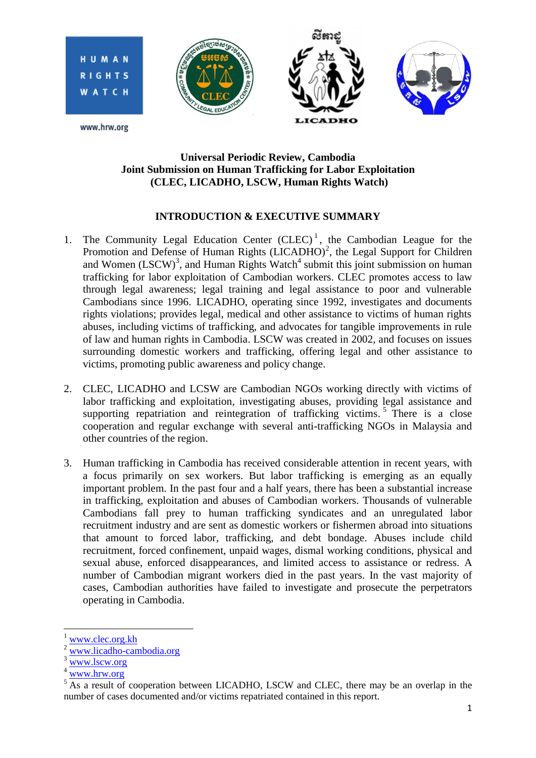www.hrw.org

**Universal Periodic Review, Cambodia**
**Joint Submission on Human Trafficking for Labor Exploitation**
**(CLEC, LICADHO, LSCW, Human Rights Watch)**

## INTRODUCTION & EXECUTIVE SUMMARY

1. The Community Legal Education Center (CLEC)[1], the Cambodian League for the Promotion and Defense of Human Rights (LICADHO)[2], the Legal Support for Children and Women (LSCW)[3], and Human Rights Watch[4] submit this joint submission on human trafficking for labor exploitation of Cambodian workers. CLEC promotes access to law through legal awareness; legal training and legal assistance to poor and vulnerable Cambodians since 1996. LICADHO, operating since 1992, investigates and documents rights violations; provides legal, medical and other assistance to victims of human rights abuses, including victims of trafficking, and advocates for tangible improvements in rule of law and human rights in Cambodia. LSCW was created in 2002, and focuses on issues surrounding domestic workers and trafficking, offering legal and other assistance to victims, promoting public awareness and policy change.

2. CLEC, LICADHO and LCSW are Cambodian NGOs working directly with victims of labor trafficking and exploitation, investigating abuses, providing legal assistance and supporting repatriation and reintegration of trafficking victims.[5] There is a close cooperation and regular exchange with several anti-trafficking NGOs in Malaysia and other countries of the region.

3. Human trafficking in Cambodia has received considerable attention in recent years, with a focus primarily on sex workers. But labor trafficking is emerging as an equally important problem. In the past four and a half years, there has been a substantial increase in trafficking, exploitation and abuses of Cambodian workers. Thousands of vulnerable Cambodians fall prey to human trafficking syndicates and an unregulated labor recruitment industry and are sent as domestic workers or fishermen abroad into situations that amount to forced labor, trafficking, and debt bondage. Abuses include child recruitment, forced confinement, unpaid wages, dismal working conditions, physical and sexual abuse, enforced disappearances, and limited access to assistance or redress. A number of Cambodian migrant workers died in the past years. In the vast majority of cases, Cambodian authorities have failed to investigate and prosecute the perpetrators operating in Cambodia.

---

[1] www.clec.org.kh
[2] www.licadho-cambodia.org
[3] www.lscw.org
[4] www.hrw.org
[5] As a result of cooperation between LICADHO, LSCW and CLEC, there may be an overlap in the number of cases documented and/or victims repatriated contained in this report.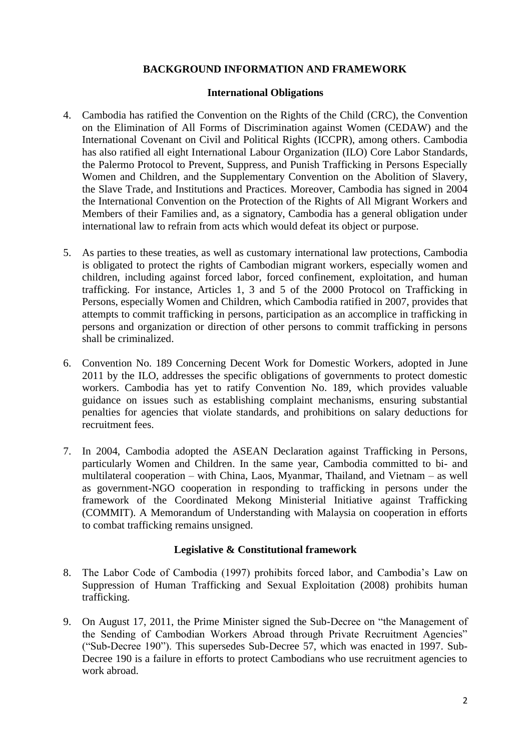## BACKGROUND INFORMATION AND FRAMEWORK

### International Obligations

4. Cambodia has ratified the Convention on the Rights of the Child (CRC), the Convention on the Elimination of All Forms of Discrimination against Women (CEDAW) and the International Covenant on Civil and Political Rights (ICCPR), among others. Cambodia has also ratified all eight International Labour Organization (ILO) Core Labor Standards, the Palermo Protocol to Prevent, Suppress, and Punish Trafficking in Persons Especially Women and Children, and the Supplementary Convention on the Abolition of Slavery, the Slave Trade, and Institutions and Practices. Moreover, Cambodia has signed in 2004 the International Convention on the Protection of the Rights of All Migrant Workers and Members of their Families and, as a signatory, Cambodia has a general obligation under international law to refrain from acts which would defeat its object or purpose.

5. As parties to these treaties, as well as customary international law protections, Cambodia is obligated to protect the rights of Cambodian migrant workers, especially women and children, including against forced labor, forced confinement, exploitation, and human trafficking. For instance, Articles 1, 3 and 5 of the 2000 Protocol on Trafficking in Persons, especially Women and Children, which Cambodia ratified in 2007, provides that attempts to commit trafficking in persons, participation as an accomplice in trafficking in persons and organization or direction of other persons to commit trafficking in persons shall be criminalized.

6. Convention No. 189 Concerning Decent Work for Domestic Workers, adopted in June 2011 by the ILO, addresses the specific obligations of governments to protect domestic workers. Cambodia has yet to ratify Convention No. 189, which provides valuable guidance on issues such as establishing complaint mechanisms, ensuring substantial penalties for agencies that violate standards, and prohibitions on salary deductions for recruitment fees.

7. In 2004, Cambodia adopted the ASEAN Declaration against Trafficking in Persons, particularly Women and Children. In the same year, Cambodia committed to bi- and multilateral cooperation – with China, Laos, Myanmar, Thailand, and Vietnam – as well as government-NGO cooperation in responding to trafficking in persons under the framework of the Coordinated Mekong Ministerial Initiative against Trafficking (COMMIT). A Memorandum of Understanding with Malaysia on cooperation in efforts to combat trafficking remains unsigned.

### Legislative & Constitutional framework

8. The Labor Code of Cambodia (1997) prohibits forced labor, and Cambodia's Law on Suppression of Human Trafficking and Sexual Exploitation (2008) prohibits human trafficking.

9. On August 17, 2011, the Prime Minister signed the Sub-Decree on "the Management of the Sending of Cambodian Workers Abroad through Private Recruitment Agencies" ("Sub-Decree 190"). This supersedes Sub-Decree 57, which was enacted in 1997. Sub-Decree 190 is a failure in efforts to protect Cambodians who use recruitment agencies to work abroad.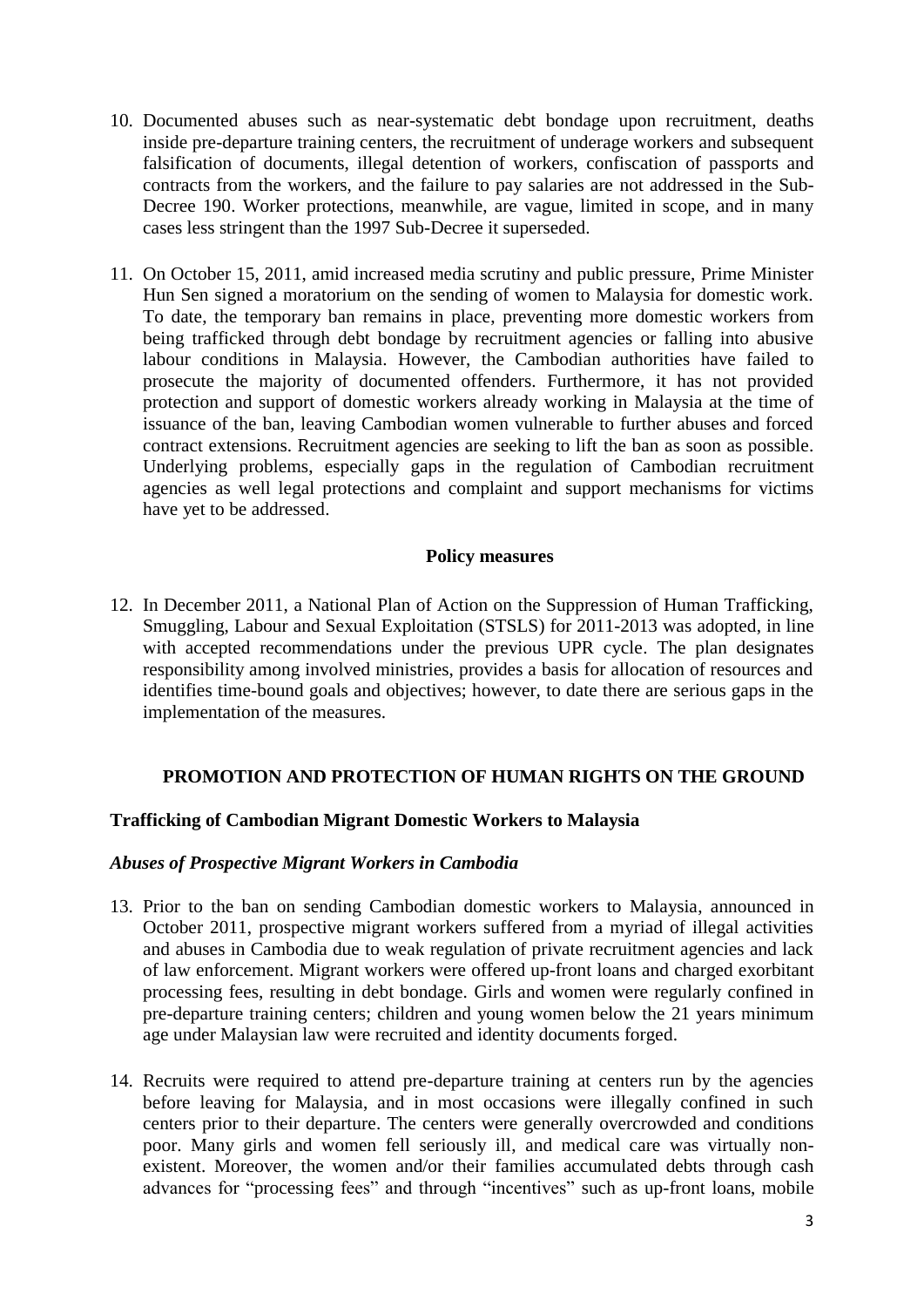10. Documented abuses such as near-systematic debt bondage upon recruitment, deaths inside pre-departure training centers, the recruitment of underage workers and subsequent falsification of documents, illegal detention of workers, confiscation of passports and contracts from the workers, and the failure to pay salaries are not addressed in the Sub-Decree 190. Worker protections, meanwhile, are vague, limited in scope, and in many cases less stringent than the 1997 Sub-Decree it superseded.

11. On October 15, 2011, amid increased media scrutiny and public pressure, Prime Minister Hun Sen signed a moratorium on the sending of women to Malaysia for domestic work. To date, the temporary ban remains in place, preventing more domestic workers from being trafficked through debt bondage by recruitment agencies or falling into abusive labour conditions in Malaysia. However, the Cambodian authorities have failed to prosecute the majority of documented offenders. Furthermore, it has not provided protection and support of domestic workers already working in Malaysia at the time of issuance of the ban, leaving Cambodian women vulnerable to further abuses and forced contract extensions. Recruitment agencies are seeking to lift the ban as soon as possible. Underlying problems, especially gaps in the regulation of Cambodian recruitment agencies as well legal protections and complaint and support mechanisms for victims have yet to be addressed.

**Policy measures**

12. In December 2011, a National Plan of Action on the Suppression of Human Trafficking, Smuggling, Labour and Sexual Exploitation (STSLS) for 2011-2013 was adopted, in line with accepted recommendations under the previous UPR cycle. The plan designates responsibility among involved ministries, provides a basis for allocation of resources and identifies time-bound goals and objectives; however, to date there are serious gaps in the implementation of the measures.

## PROMOTION AND PROTECTION OF HUMAN RIGHTS ON THE GROUND

### Trafficking of Cambodian Migrant Domestic Workers to Malaysia

#### *Abuses of Prospective Migrant Workers in Cambodia*

13. Prior to the ban on sending Cambodian domestic workers to Malaysia, announced in October 2011, prospective migrant workers suffered from a myriad of illegal activities and abuses in Cambodia due to weak regulation of private recruitment agencies and lack of law enforcement. Migrant workers were offered up-front loans and charged exorbitant processing fees, resulting in debt bondage. Girls and women were regularly confined in pre-departure training centers; children and young women below the 21 years minimum age under Malaysian law were recruited and identity documents forged.

14. Recruits were required to attend pre-departure training at centers run by the agencies before leaving for Malaysia, and in most occasions were illegally confined in such centers prior to their departure. The centers were generally overcrowded and conditions poor. Many girls and women fell seriously ill, and medical care was virtually non-existent. Moreover, the women and/or their families accumulated debts through cash advances for "processing fees" and through "incentives" such as up-front loans, mobile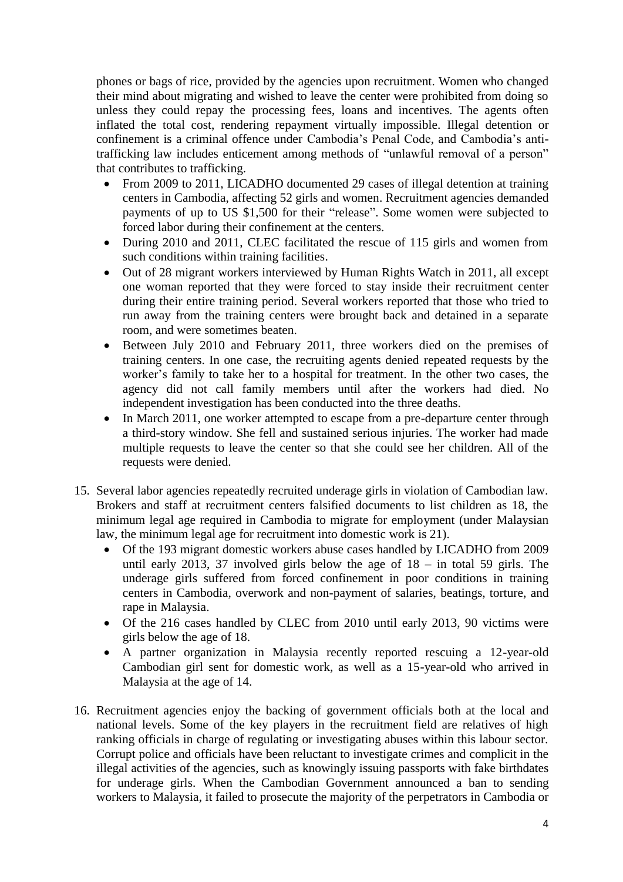phones or bags of rice, provided by the agencies upon recruitment. Women who changed their mind about migrating and wished to leave the center were prohibited from doing so unless they could repay the processing fees, loans and incentives. The agents often inflated the total cost, rendering repayment virtually impossible. Illegal detention or confinement is a criminal offence under Cambodia's Penal Code, and Cambodia's anti-trafficking law includes enticement among methods of "unlawful removal of a person" that contributes to trafficking.

- From 2009 to 2011, LICADHO documented 29 cases of illegal detention at training centers in Cambodia, affecting 52 girls and women. Recruitment agencies demanded payments of up to US $1,500 for their "release". Some women were subjected to forced labor during their confinement at the centers.
- During 2010 and 2011, CLEC facilitated the rescue of 115 girls and women from such conditions within training facilities.
- Out of 28 migrant workers interviewed by Human Rights Watch in 2011, all except one woman reported that they were forced to stay inside their recruitment center during their entire training period. Several workers reported that those who tried to run away from the training centers were brought back and detained in a separate room, and were sometimes beaten.
- Between July 2010 and February 2011, three workers died on the premises of training centers. In one case, the recruiting agents denied repeated requests by the worker's family to take her to a hospital for treatment. In the other two cases, the agency did not call family members until after the workers had died. No independent investigation has been conducted into the three deaths.
- In March 2011, one worker attempted to escape from a pre-departure center through a third-story window. She fell and sustained serious injuries. The worker had made multiple requests to leave the center so that she could see her children. All of the requests were denied.

15. Several labor agencies repeatedly recruited underage girls in violation of Cambodian law. Brokers and staff at recruitment centers falsified documents to list children as 18, the minimum legal age required in Cambodia to migrate for employment (under Malaysian law, the minimum legal age for recruitment into domestic work is 21).
    - Of the 193 migrant domestic workers abuse cases handled by LICADHO from 2009 until early 2013, 37 involved girls below the age of 18 – in total 59 girls. The underage girls suffered from forced confinement in poor conditions in training centers in Cambodia, overwork and non-payment of salaries, beatings, torture, and rape in Malaysia.
    - Of the 216 cases handled by CLEC from 2010 until early 2013, 90 victims were girls below the age of 18.
    - A partner organization in Malaysia recently reported rescuing a 12-year-old Cambodian girl sent for domestic work, as well as a 15-year-old who arrived in Malaysia at the age of 14.

16. Recruitment agencies enjoy the backing of government officials both at the local and national levels. Some of the key players in the recruitment field are relatives of high ranking officials in charge of regulating or investigating abuses within this labour sector. Corrupt police and officials have been reluctant to investigate crimes and complicit in the illegal activities of the agencies, such as knowingly issuing passports with fake birthdates for underage girls. When the Cambodian Government announced a ban to sending workers to Malaysia, it failed to prosecute the majority of the perpetrators in Cambodia or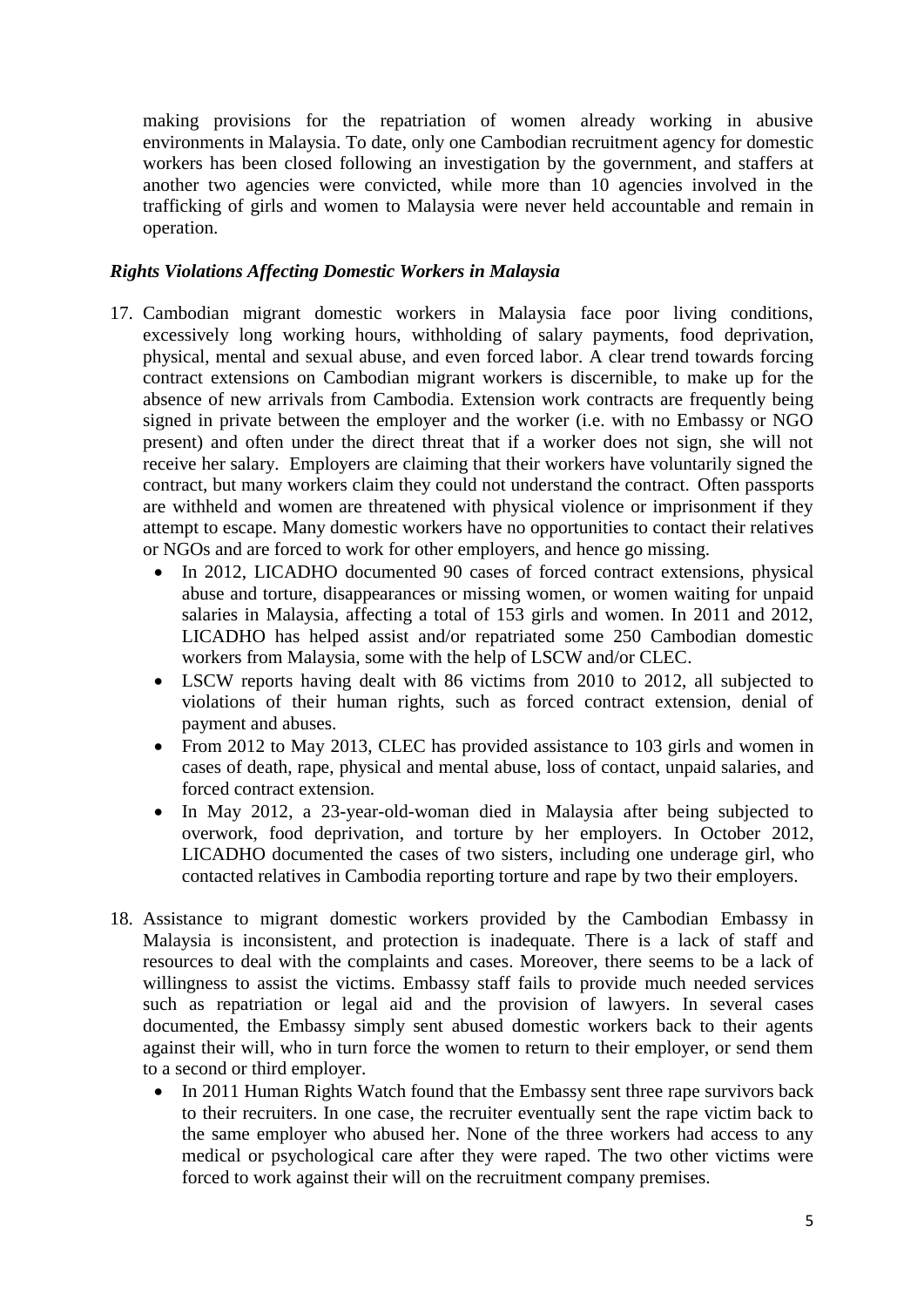making provisions for the repatriation of women already working in abusive environments in Malaysia. To date, only one Cambodian recruitment agency for domestic workers has been closed following an investigation by the government, and staffers at another two agencies were convicted, while more than 10 agencies involved in the trafficking of girls and women to Malaysia were never held accountable and remain in operation.

***Rights Violations Affecting Domestic Workers in Malaysia***

17. Cambodian migrant domestic workers in Malaysia face poor living conditions, excessively long working hours, withholding of salary payments, food deprivation, physical, mental and sexual abuse, and even forced labor. A clear trend towards forcing contract extensions on Cambodian migrant workers is discernible, to make up for the absence of new arrivals from Cambodia. Extension work contracts are frequently being signed in private between the employer and the worker (i.e. with no Embassy or NGO present) and often under the direct threat that if a worker does not sign, she will not receive her salary. Employers are claiming that their workers have voluntarily signed the contract, but many workers claim they could not understand the contract. Often passports are withheld and women are threatened with physical violence or imprisonment if they attempt to escape. Many domestic workers have no opportunities to contact their relatives or NGOs and are forced to work for other employers, and hence go missing.
    - In 2012, LICADHO documented 90 cases of forced contract extensions, physical abuse and torture, disappearances or missing women, or women waiting for unpaid salaries in Malaysia, affecting a total of 153 girls and women. In 2011 and 2012, LICADHO has helped assist and/or repatriated some 250 Cambodian domestic workers from Malaysia, some with the help of LSCW and/or CLEC.
    - LSCW reports having dealt with 86 victims from 2010 to 2012, all subjected to violations of their human rights, such as forced contract extension, denial of payment and abuses.
    - From 2012 to May 2013, CLEC has provided assistance to 103 girls and women in cases of death, rape, physical and mental abuse, loss of contact, unpaid salaries, and forced contract extension.
    - In May 2012, a 23-year-old-woman died in Malaysia after being subjected to overwork, food deprivation, and torture by her employers. In October 2012, LICADHO documented the cases of two sisters, including one underage girl, who contacted relatives in Cambodia reporting torture and rape by two their employers.

18. Assistance to migrant domestic workers provided by the Cambodian Embassy in Malaysia is inconsistent, and protection is inadequate. There is a lack of staff and resources to deal with the complaints and cases. Moreover, there seems to be a lack of willingness to assist the victims. Embassy staff fails to provide much needed services such as repatriation or legal aid and the provision of lawyers. In several cases documented, the Embassy simply sent abused domestic workers back to their agents against their will, who in turn force the women to return to their employer, or send them to a second or third employer.
    - In 2011 Human Rights Watch found that the Embassy sent three rape survivors back to their recruiters. In one case, the recruiter eventually sent the rape victim back to the same employer who abused her. None of the three workers had access to any medical or psychological care after they were raped. The two other victims were forced to work against their will on the recruitment company premises.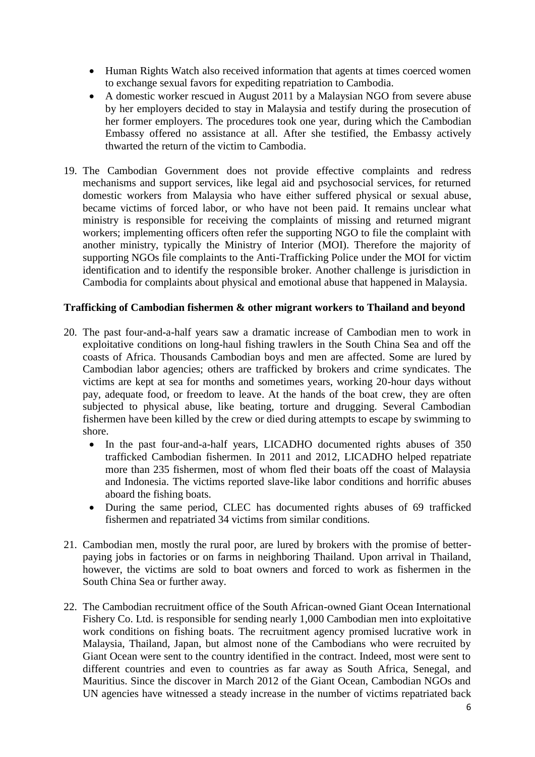- Human Rights Watch also received information that agents at times coerced women to exchange sexual favors for expediting repatriation to Cambodia.
- A domestic worker rescued in August 2011 by a Malaysian NGO from severe abuse by her employers decided to stay in Malaysia and testify during the prosecution of her former employers. The procedures took one year, during which the Cambodian Embassy offered no assistance at all. After she testified, the Embassy actively thwarted the return of the victim to Cambodia.

19. The Cambodian Government does not provide effective complaints and redress mechanisms and support services, like legal aid and psychosocial services, for returned domestic workers from Malaysia who have either suffered physical or sexual abuse, became victims of forced labor, or who have not been paid. It remains unclear what ministry is responsible for receiving the complaints of missing and returned migrant workers; implementing officers often refer the supporting NGO to file the complaint with another ministry, typically the Ministry of Interior (MOI). Therefore the majority of supporting NGOs file complaints to the Anti-Trafficking Police under the MOI for victim identification and to identify the responsible broker. Another challenge is jurisdiction in Cambodia for complaints about physical and emotional abuse that happened in Malaysia.

**Trafficking of Cambodian fishermen & other migrant workers to Thailand and beyond**

20. The past four-and-a-half years saw a dramatic increase of Cambodian men to work in exploitative conditions on long-haul fishing trawlers in the South China Sea and off the coasts of Africa. Thousands Cambodian boys and men are affected. Some are lured by Cambodian labor agencies; others are trafficked by brokers and crime syndicates. The victims are kept at sea for months and sometimes years, working 20-hour days without pay, adequate food, or freedom to leave. At the hands of the boat crew, they are often subjected to physical abuse, like beating, torture and drugging. Several Cambodian fishermen have been killed by the crew or died during attempts to escape by swimming to shore.
    - In the past four-and-a-half years, LICADHO documented rights abuses of 350 trafficked Cambodian fishermen. In 2011 and 2012, LICADHO helped repatriate more than 235 fishermen, most of whom fled their boats off the coast of Malaysia and Indonesia. The victims reported slave-like labor conditions and horrific abuses aboard the fishing boats.
    - During the same period, CLEC has documented rights abuses of 69 trafficked fishermen and repatriated 34 victims from similar conditions.

21. Cambodian men, mostly the rural poor, are lured by brokers with the promise of better-paying jobs in factories or on farms in neighboring Thailand. Upon arrival in Thailand, however, the victims are sold to boat owners and forced to work as fishermen in the South China Sea or further away.

22. The Cambodian recruitment office of the South African-owned Giant Ocean International Fishery Co. Ltd. is responsible for sending nearly 1,000 Cambodian men into exploitative work conditions on fishing boats. The recruitment agency promised lucrative work in Malaysia, Thailand, Japan, but almost none of the Cambodians who were recruited by Giant Ocean were sent to the country identified in the contract. Indeed, most were sent to different countries and even to countries as far away as South Africa, Senegal, and Mauritius. Since the discover in March 2012 of the Giant Ocean, Cambodian NGOs and UN agencies have witnessed a steady increase in the number of victims repatriated back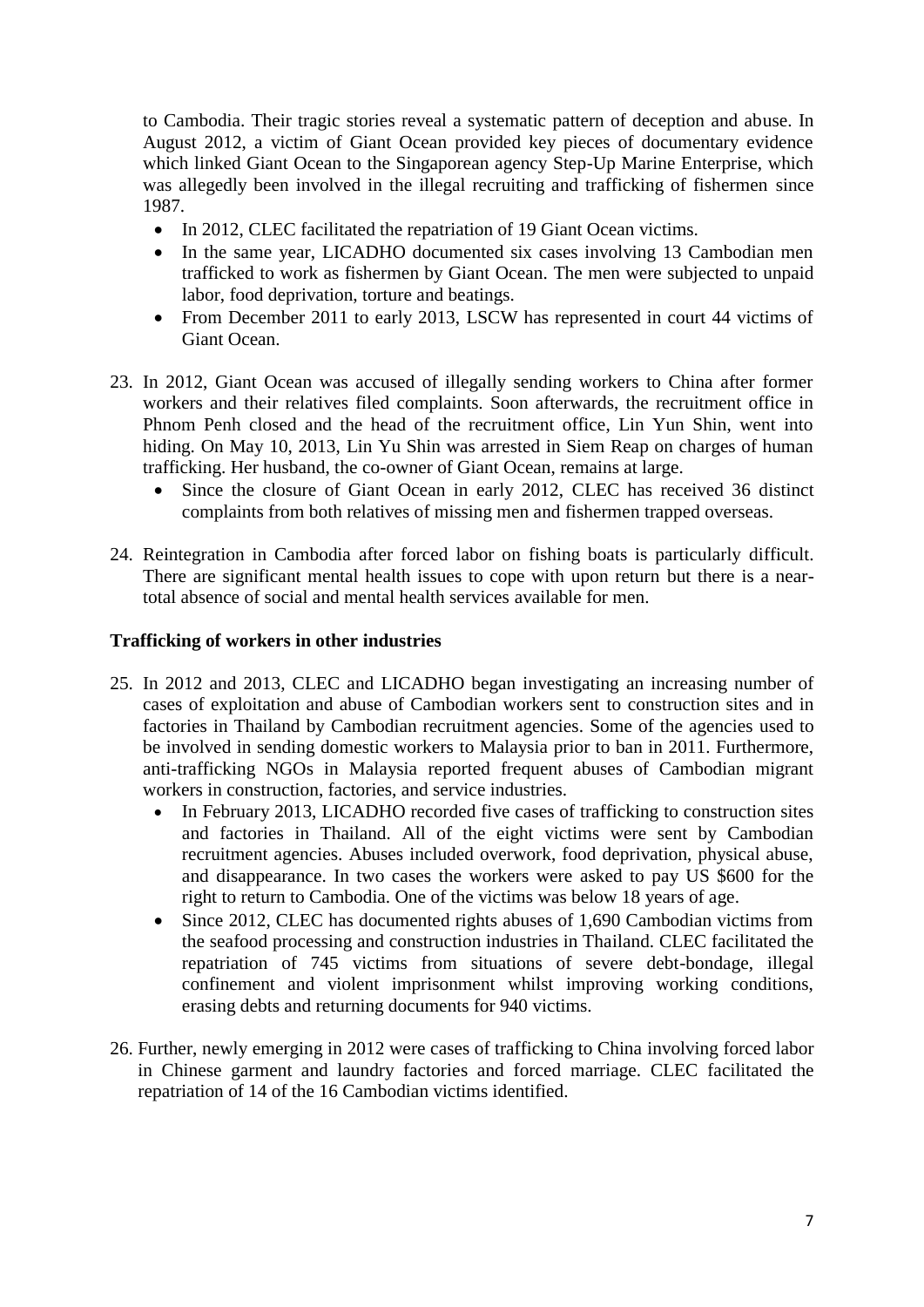to Cambodia. Their tragic stories reveal a systematic pattern of deception and abuse. In August 2012, a victim of Giant Ocean provided key pieces of documentary evidence which linked Giant Ocean to the Singaporean agency Step-Up Marine Enterprise, which was allegedly been involved in the illegal recruiting and trafficking of fishermen since 1987.

- In 2012, CLEC facilitated the repatriation of 19 Giant Ocean victims.
- In the same year, LICADHO documented six cases involving 13 Cambodian men trafficked to work as fishermen by Giant Ocean. The men were subjected to unpaid labor, food deprivation, torture and beatings.
- From December 2011 to early 2013, LSCW has represented in court 44 victims of Giant Ocean.

23. In 2012, Giant Ocean was accused of illegally sending workers to China after former workers and their relatives filed complaints. Soon afterwards, the recruitment office in Phnom Penh closed and the head of the recruitment office, Lin Yun Shin, went into hiding. On May 10, 2013, Lin Yu Shin was arrested in Siem Reap on charges of human trafficking. Her husband, the co-owner of Giant Ocean, remains at large.
    - Since the closure of Giant Ocean in early 2012, CLEC has received 36 distinct complaints from both relatives of missing men and fishermen trapped overseas.

24. Reintegration in Cambodia after forced labor on fishing boats is particularly difficult. There are significant mental health issues to cope with upon return but there is a near-total absence of social and mental health services available for men.

**Trafficking of workers in other industries**

25. In 2012 and 2013, CLEC and LICADHO began investigating an increasing number of cases of exploitation and abuse of Cambodian workers sent to construction sites and in factories in Thailand by Cambodian recruitment agencies. Some of the agencies used to be involved in sending domestic workers to Malaysia prior to ban in 2011. Furthermore, anti-trafficking NGOs in Malaysia reported frequent abuses of Cambodian migrant workers in construction, factories, and service industries.
    - In February 2013, LICADHO recorded five cases of trafficking to construction sites and factories in Thailand. All of the eight victims were sent by Cambodian recruitment agencies. Abuses included overwork, food deprivation, physical abuse, and disappearance. In two cases the workers were asked to pay US $600 for the right to return to Cambodia. One of the victims was below 18 years of age.
    - Since 2012, CLEC has documented rights abuses of 1,690 Cambodian victims from the seafood processing and construction industries in Thailand. CLEC facilitated the repatriation of 745 victims from situations of severe debt-bondage, illegal confinement and violent imprisonment whilst improving working conditions, erasing debts and returning documents for 940 victims.

26. Further, newly emerging in 2012 were cases of trafficking to China involving forced labor in Chinese garment and laundry factories and forced marriage. CLEC facilitated the repatriation of 14 of the 16 Cambodian victims identified.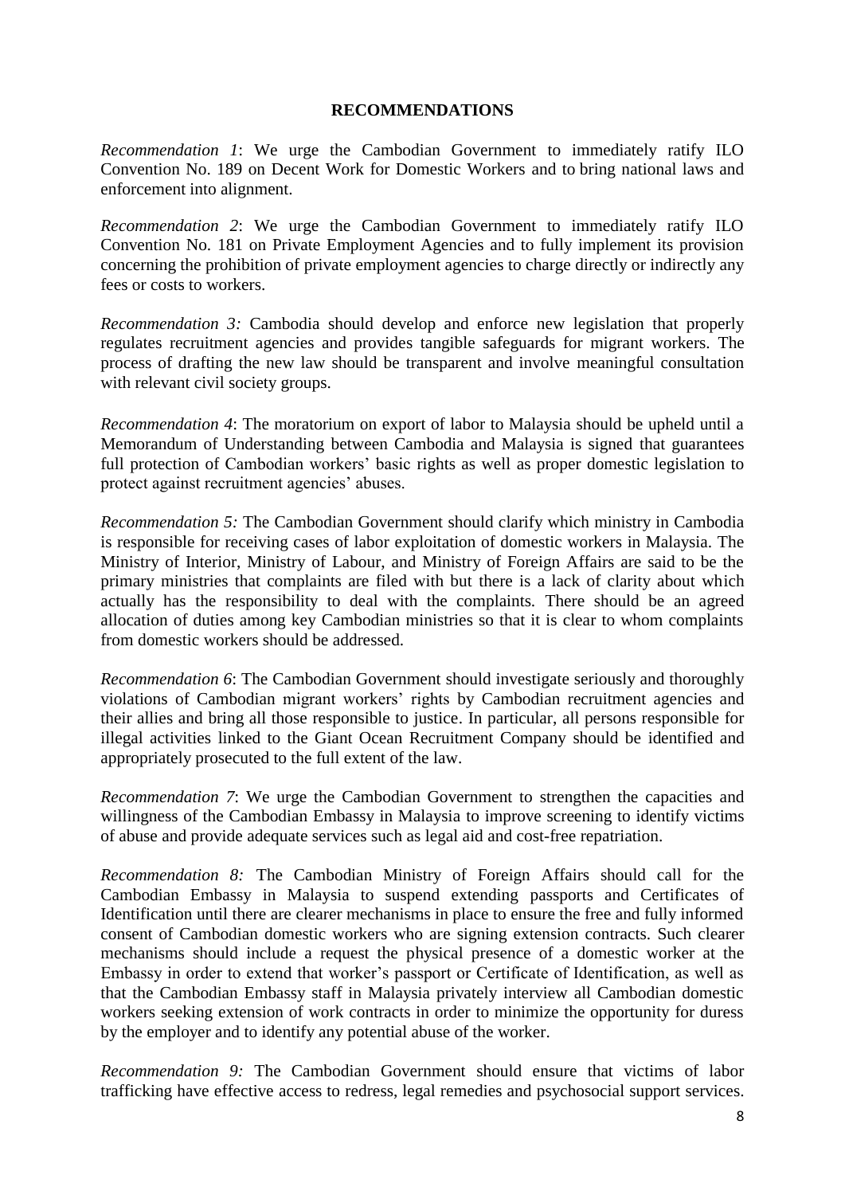## RECOMMENDATIONS

*Recommendation 1*: We urge the Cambodian Government to immediately ratify ILO Convention No. 189 on Decent Work for Domestic Workers and to bring national laws and enforcement into alignment.

*Recommendation 2*: We urge the Cambodian Government to immediately ratify ILO Convention No. 181 on Private Employment Agencies and to fully implement its provision concerning the prohibition of private employment agencies to charge directly or indirectly any fees or costs to workers.

*Recommendation 3:* Cambodia should develop and enforce new legislation that properly regulates recruitment agencies and provides tangible safeguards for migrant workers. The process of drafting the new law should be transparent and involve meaningful consultation with relevant civil society groups.

*Recommendation 4*: The moratorium on export of labor to Malaysia should be upheld until a Memorandum of Understanding between Cambodia and Malaysia is signed that guarantees full protection of Cambodian workers' basic rights as well as proper domestic legislation to protect against recruitment agencies' abuses.

*Recommendation 5:* The Cambodian Government should clarify which ministry in Cambodia is responsible for receiving cases of labor exploitation of domestic workers in Malaysia. The Ministry of Interior, Ministry of Labour, and Ministry of Foreign Affairs are said to be the primary ministries that complaints are filed with but there is a lack of clarity about which actually has the responsibility to deal with the complaints. There should be an agreed allocation of duties among key Cambodian ministries so that it is clear to whom complaints from domestic workers should be addressed.

*Recommendation 6*: The Cambodian Government should investigate seriously and thoroughly violations of Cambodian migrant workers' rights by Cambodian recruitment agencies and their allies and bring all those responsible to justice. In particular, all persons responsible for illegal activities linked to the Giant Ocean Recruitment Company should be identified and appropriately prosecuted to the full extent of the law.

*Recommendation 7*: We urge the Cambodian Government to strengthen the capacities and willingness of the Cambodian Embassy in Malaysia to improve screening to identify victims of abuse and provide adequate services such as legal aid and cost-free repatriation.

*Recommendation 8:* The Cambodian Ministry of Foreign Affairs should call for the Cambodian Embassy in Malaysia to suspend extending passports and Certificates of Identification until there are clearer mechanisms in place to ensure the free and fully informed consent of Cambodian domestic workers who are signing extension contracts. Such clearer mechanisms should include a request the physical presence of a domestic worker at the Embassy in order to extend that worker's passport or Certificate of Identification, as well as that the Cambodian Embassy staff in Malaysia privately interview all Cambodian domestic workers seeking extension of work contracts in order to minimize the opportunity for duress by the employer and to identify any potential abuse of the worker.

*Recommendation 9:* The Cambodian Government should ensure that victims of labor trafficking have effective access to redress, legal remedies and psychosocial support services.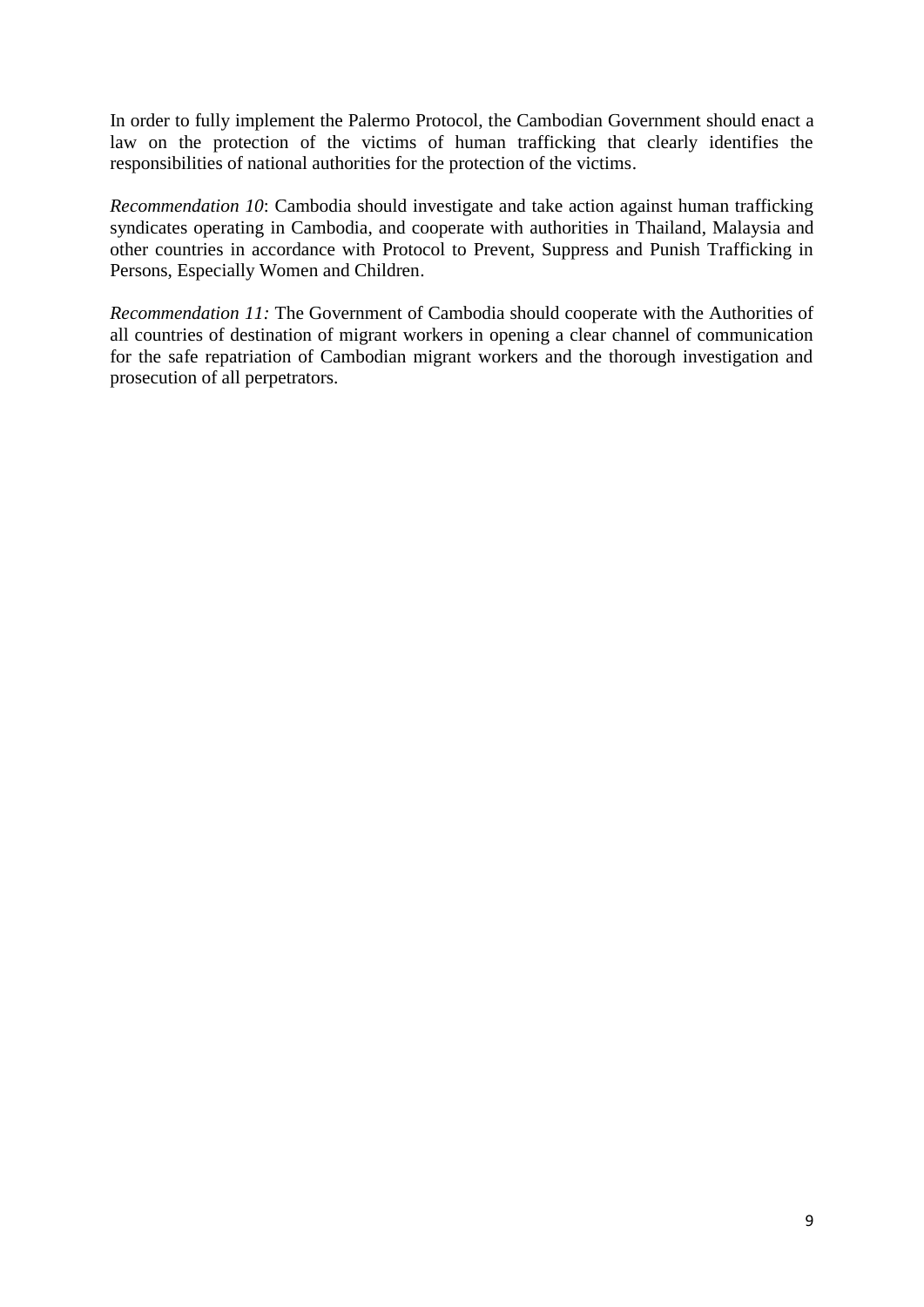In order to fully implement the Palermo Protocol, the Cambodian Government should enact a law on the protection of the victims of human trafficking that clearly identifies the responsibilities of national authorities for the protection of the victims.

*Recommendation 10*: Cambodia should investigate and take action against human trafficking syndicates operating in Cambodia, and cooperate with authorities in Thailand, Malaysia and other countries in accordance with Protocol to Prevent, Suppress and Punish Trafficking in Persons, Especially Women and Children.

*Recommendation 11:* The Government of Cambodia should cooperate with the Authorities of all countries of destination of migrant workers in opening a clear channel of communication for the safe repatriation of Cambodian migrant workers and the thorough investigation and prosecution of all perpetrators.